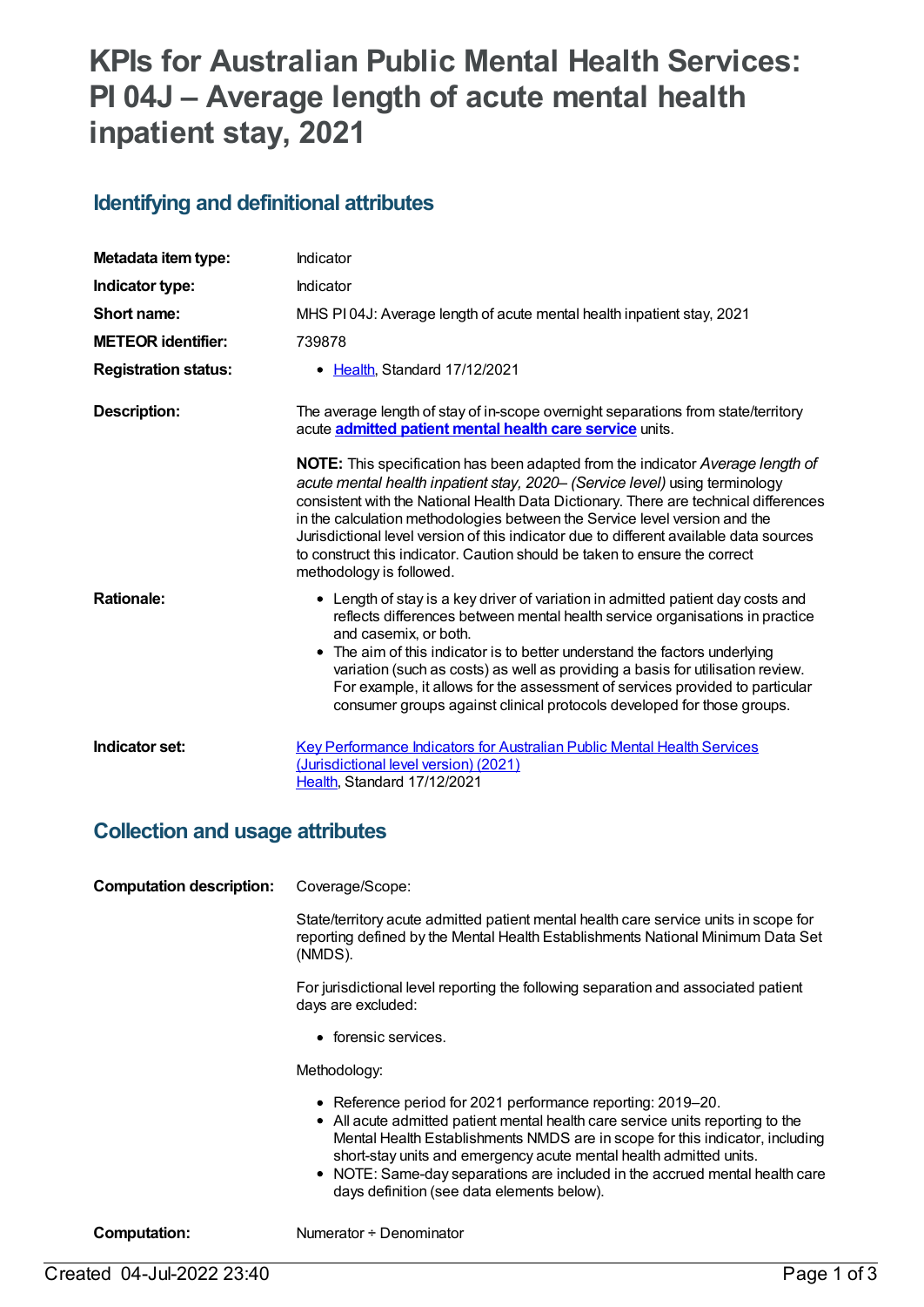# KPIs for Australian Public Mental Health Services: PI 04J – Average length of acute mental health inpatient stay, 2021

## Identifying and definitional attributes

| | |
|---|---|
| **Metadata item type:** | Indicator |
| **Indicator type:** | Indicator |
| **Short name:** | MHS PI 04J: Average length of acute mental health inpatient stay, 2021 |
| **METEOR identifier:** | 739878 |
| **Registration status:** | • Health, Standard 17/12/2021 |
| **Description:** | The average length of stay of in-scope overnight separations from state/territory acute **admitted patient mental health care service** units.<br><br>**NOTE:** This specification has been adapted from the indicator *Average length of acute mental health inpatient stay, 2020– (Service level)* using terminology consistent with the National Health Data Dictionary. There are technical differences in the calculation methodologies between the Service level version and the Jurisdictional level version of this indicator due to different available data sources to construct this indicator. Caution should be taken to ensure the correct methodology is followed. |
| **Rationale:** | • Length of stay is a key driver of variation in admitted patient day costs and reflects differences between mental health service organisations in practice and casemix, or both.<br>• The aim of this indicator is to better understand the factors underlying variation (such as costs) as well as providing a basis for utilisation review. For example, it allows for the assessment of services provided to particular consumer groups against clinical protocols developed for those groups. |
| **Indicator set:** | Key Performance Indicators for Australian Public Mental Health Services (Jurisdictional level version) (2021)<br>Health, Standard 17/12/2021 |

## Collection and usage attributes

| | |
|---|---|
| **Computation description:** | Coverage/Scope:<br><br>State/territory acute admitted patient mental health care service units in scope for reporting defined by the Mental Health Establishments National Minimum Data Set (NMDS).<br><br>For jurisdictional level reporting the following separation and associated patient days are excluded:<br><br>• forensic services.<br><br>Methodology:<br><br>• Reference period for 2021 performance reporting: 2019–20.<br>• All acute admitted patient mental health care service units reporting to the Mental Health Establishments NMDS are in scope for this indicator, including short-stay units and emergency acute mental health admitted units.<br>• NOTE: Same-day separations are included in the accrued mental health care days definition (see data elements below). |
| **Computation:** | Numerator ÷ Denominator |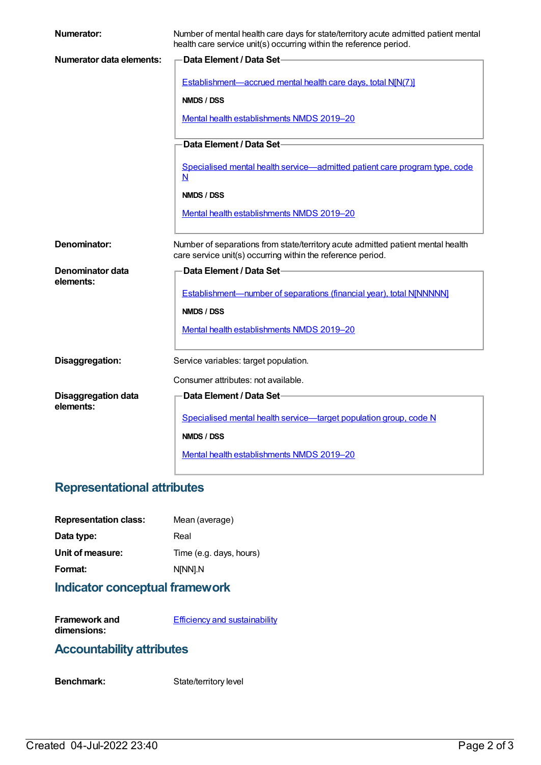**Numerator:** Number of mental health care days for state/territory acute admitted patient mental health care service unit(s) occurring within the reference period.

**Numerator data elements:**

**Data Element / Data Set**

Establishment—accrued mental health care days, total N[N(7)]

**NMDS / DSS**

Mental health establishments NMDS 2019–20

**Data Element / Data Set**

Specialised mental health service—admitted patient care program type, code N

**NMDS / DSS**

Mental health establishments NMDS 2019–20

**Denominator:** Number of separations from state/territory acute admitted patient mental health care service unit(s) occurring within the reference period.

**Denominator data elements:**

**Data Element / Data Set**

Establishment—number of separations (financial year), total N[NNNNN]

**NMDS / DSS**

Mental health establishments NMDS 2019–20

**Disaggregation:** Service variables: target population.

Consumer attributes: not available.

**Disaggregation data elements:**

**Data Element / Data Set**

Specialised mental health service—target population group, code N

**NMDS / DSS**

Mental health establishments NMDS 2019–20

## Representational attributes

**Representation class:** Mean (average)

**Data type:** Real

**Unit of measure:** Time (e.g. days, hours)

**Format:** N[NN].N

## Indicator conceptual framework

**Framework and dimensions:** Efficiency and sustainability

## Accountability attributes

**Benchmark:** State/territory level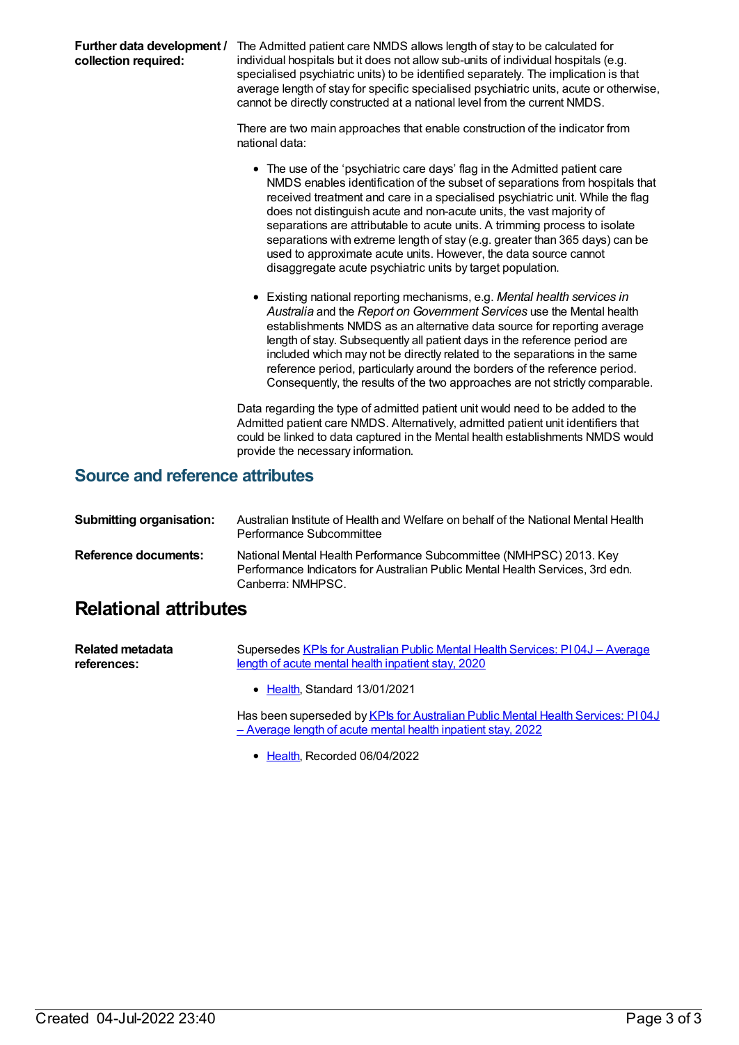**Further data development / collection required:** The Admitted patient care NMDS allows length of stay to be calculated for individual hospitals but it does not allow sub-units of individual hospitals (e.g. specialised psychiatric units) to be identified separately. The implication is that average length of stay for specific specialised psychiatric units, acute or otherwise, cannot be directly constructed at a national level from the current NMDS.

There are two main approaches that enable construction of the indicator from national data:

- The use of the 'psychiatric care days' flag in the Admitted patient care NMDS enables identification of the subset of separations from hospitals that received treatment and care in a specialised psychiatric unit. While the flag does not distinguish acute and non-acute units, the vast majority of separations are attributable to acute units. A trimming process to isolate separations with extreme length of stay (e.g. greater than 365 days) can be used to approximate acute units. However, the data source cannot disaggregate acute psychiatric units by target population.
- Existing national reporting mechanisms, e.g. *Mental health services in Australia* and the *Report on Government Services* use the Mental health establishments NMDS as an alternative data source for reporting average length of stay. Subsequently all patient days in the reference period are included which may not be directly related to the separations in the same reference period, particularly around the borders of the reference period. Consequently, the results of the two approaches are not strictly comparable.

Data regarding the type of admitted patient unit would need to be added to the Admitted patient care NMDS. Alternatively, admitted patient unit identifiers that could be linked to data captured in the Mental health establishments NMDS would provide the necessary information.

## Source and reference attributes

**Submitting organisation:** Australian Institute of Health and Welfare on behalf of the National Mental Health Performance Subcommittee

**Reference documents:** National Mental Health Performance Subcommittee (NMHPSC) 2013. Key Performance Indicators for Australian Public Mental Health Services, 3rd edn. Canberra: NMHPSC.

# Relational attributes

**Related metadata references:**

Supersedes KPIs for Australian Public Mental Health Services: PI 04J – Average length of acute mental health inpatient stay, 2020

- Health, Standard 13/01/2021

Has been superseded by KPIs for Australian Public Mental Health Services: PI 04J – Average length of acute mental health inpatient stay, 2022

- Health, Recorded 06/04/2022